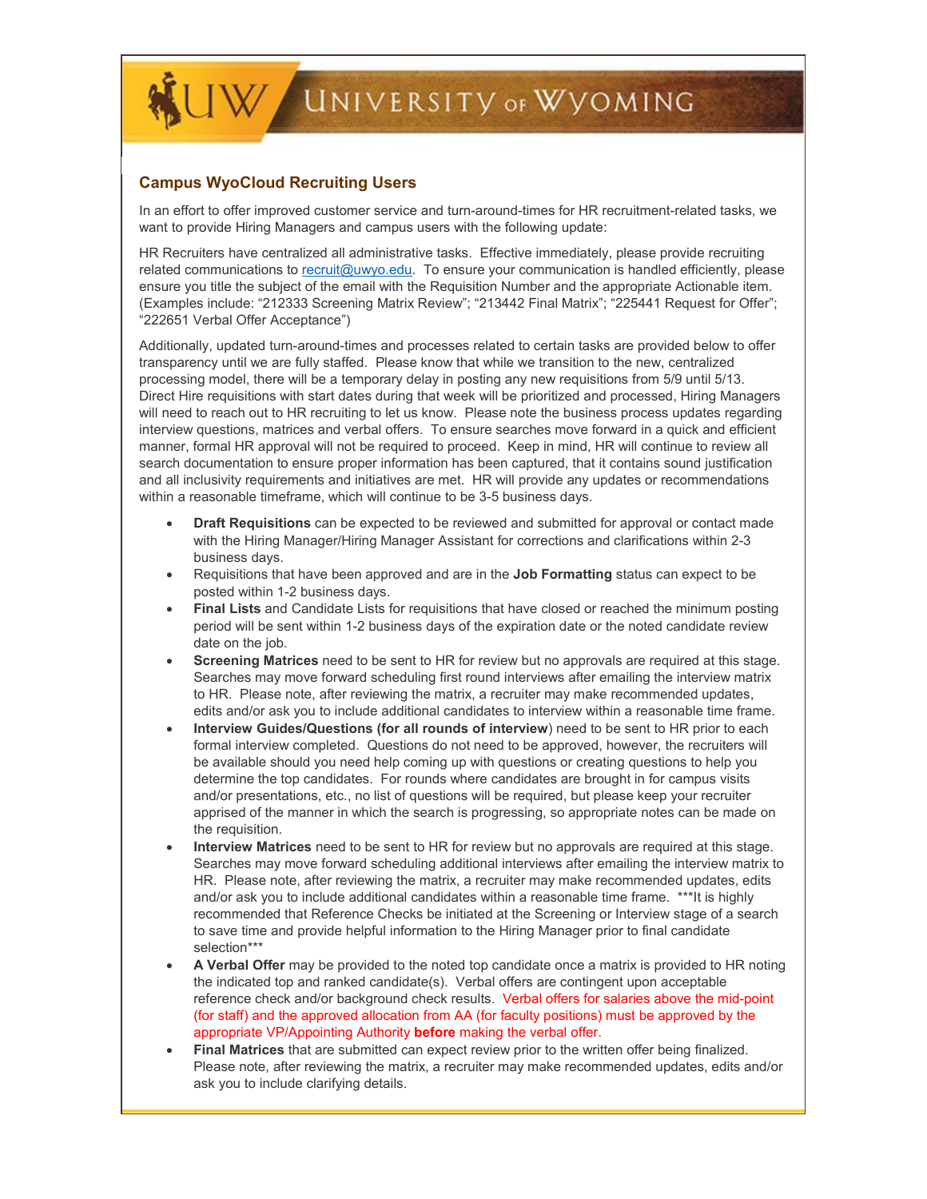## Campus WyoCloud Recruiting Users

In an effort to offer improved customer service and turn-around-times for HR recruitment-related tasks, we want to provide Hiring Managers and campus users with the following update:

HR Recruiters have centralized all administrative tasks. Effective immediately, please provide recruiting related communications to recruit@uwyo.edu. To ensure your communication is handled efficiently, please ensure you title the subject of the email with the Requisition Number and the appropriate Actionable item. (Examples include: "212333 Screening Matrix Review"; "213442 Final Matrix"; "225441 Request for Offer"; "222651 Verbal Offer Acceptance")

Additionally, updated turn-around-times and processes related to certain tasks are provided below to offer transparency until we are fully staffed. Please know that while we transition to the new, centralized processing model, there will be a temporary delay in posting any new requisitions from 5/9 until 5/13. Direct Hire requisitions with start dates during that week will be prioritized and processed, Hiring Managers will need to reach out to HR recruiting to let us know. Please note the business process updates regarding interview questions, matrices and verbal offers. To ensure searches move forward in a quick and efficient manner, formal HR approval will not be required to proceed. Keep in mind, HR will continue to review all search documentation to ensure proper information has been captured, that it contains sound justification and all inclusivity requirements and initiatives are met. HR will provide any updates or recommendations within a reasonable timeframe, which will continue to be 3-5 business days.

- **Draft Requisitions** can be expected to be reviewed and submitted for approval or contact made with the Hiring Manager/Hiring Manager Assistant for corrections and clarifications within 2-3 business days.
- Requisitions that have been approved and are in the **Job Formatting** status can expect to be posted within 1-2 business days.
- **Final Lists** and Candidate Lists for requisitions that have closed or reached the minimum posting period will be sent within 1-2 business days of the expiration date or the noted candidate review date on the job.
- **Screening Matrices** need to be sent to HR for review but no approvals are required at this stage. Searches may move forward scheduling first round interviews after emailing the interview matrix to HR. Please note, after reviewing the matrix, a recruiter may make recommended updates, edits and/or ask you to include additional candidates to interview within a reasonable time frame.
- **Interview Guides/Questions (for all rounds of interview**) need to be sent to HR prior to each formal interview completed. Questions do not need to be approved, however, the recruiters will be available should you need help coming up with questions or creating questions to help you determine the top candidates. For rounds where candidates are brought in for campus visits and/or presentations, etc., no list of questions will be required, but please keep your recruiter apprised of the manner in which the search is progressing, so appropriate notes can be made on the requisition.
- **Interview Matrices** need to be sent to HR for review but no approvals are required at this stage. Searches may move forward scheduling additional interviews after emailing the interview matrix to HR. Please note, after reviewing the matrix, a recruiter may make recommended updates, edits and/or ask you to include additional candidates within a reasonable time frame. ***It is highly recommended that Reference Checks be initiated at the Screening or Interview stage of a search to save time and provide helpful information to the Hiring Manager prior to final candidate selection***
- **A Verbal Offer** may be provided to the noted top candidate once a matrix is provided to HR noting the indicated top and ranked candidate(s). Verbal offers are contingent upon acceptable reference check and/or background check results. Verbal offers for salaries above the mid-point (for staff) and the approved allocation from AA (for faculty positions) must be approved by the appropriate VP/Appointing Authority **before** making the verbal offer.
- **Final Matrices** that are submitted can expect review prior to the written offer being finalized. Please note, after reviewing the matrix, a recruiter may make recommended updates, edits and/or ask you to include clarifying details.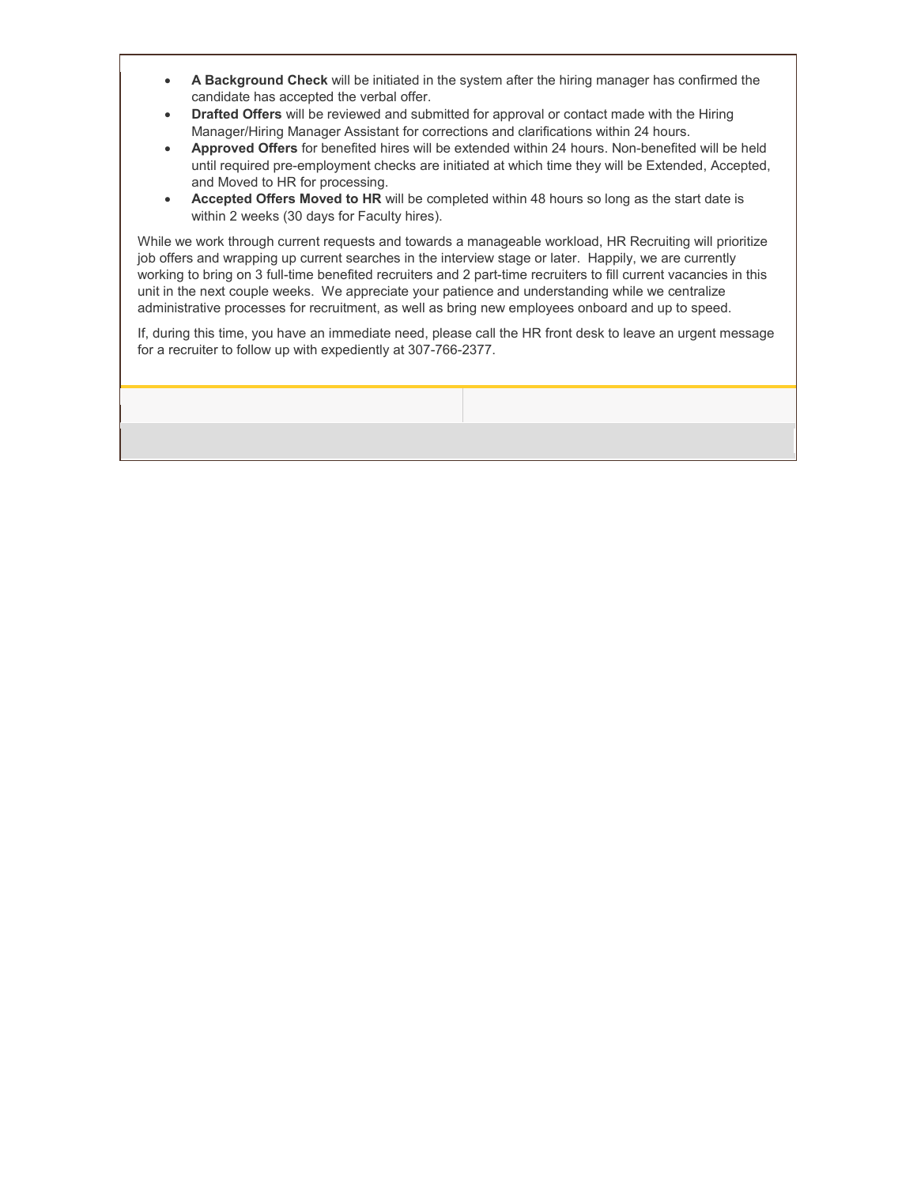- **A Background Check** will be initiated in the system after the hiring manager has confirmed the candidate has accepted the verbal offer.
- **Drafted Offers** will be reviewed and submitted for approval or contact made with the Hiring Manager/Hiring Manager Assistant for corrections and clarifications within 24 hours.
- **Approved Offers** for benefited hires will be extended within 24 hours. Non-benefited will be held until required pre-employment checks are initiated at which time they will be Extended, Accepted, and Moved to HR for processing.
- **Accepted Offers Moved to HR** will be completed within 48 hours so long as the start date is within 2 weeks (30 days for Faculty hires).

While we work through current requests and towards a manageable workload, HR Recruiting will prioritize job offers and wrapping up current searches in the interview stage or later. Happily, we are currently working to bring on 3 full-time benefited recruiters and 2 part-time recruiters to fill current vacancies in this unit in the next couple weeks. We appreciate your patience and understanding while we centralize administrative processes for recruitment, as well as bring new employees onboard and up to speed.

If, during this time, you have an immediate need, please call the HR front desk to leave an urgent message for a recruiter to follow up with expediently at 307-766-2377.